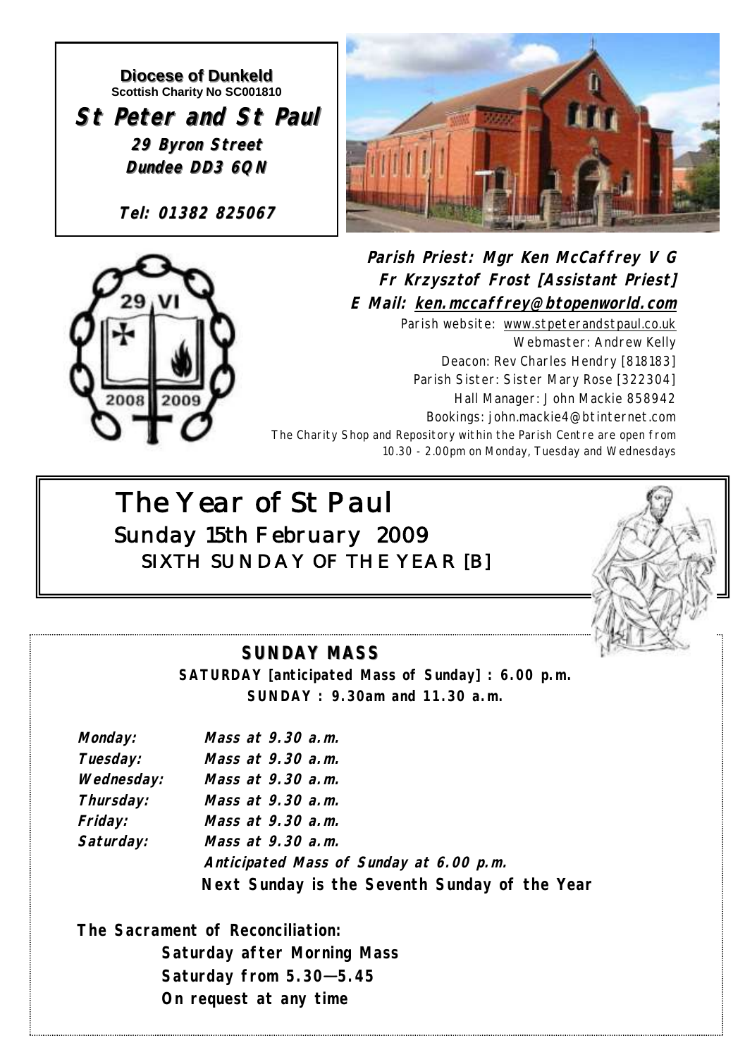**Diocese of Dunkeld**
Scottish Charity No SC001810

**St Peter and St Paul**
**29 Byron Street**
**Dundee DD3 6QN**

**Tel: 01382 825067**

**Parish Priest: Mgr Ken McCaffrey V G**
**Fr Krzysztof Frost [Assistant Priest]**
**E Mail: ken.mccaffrey@btopenworld.com**

Parish website: www.stpeterandstpaul.co.uk
Webmaster: Andrew Kelly
Deacon: Rev Charles Hendry [818183]
Parish Sister: Sister Mary Rose [322304]
Hall Manager: John Mackie 858942
Bookings: john.mackie4@btinternet.com
The Charity Shop and Repository within the Parish Centre are open from 10.30 - 2.00pm on Monday, Tuesday and Wednesdays

# The Year of St Paul

## Sunday 15th February 2009

## SIXTH SUNDAY OF THE YEAR [B]

### SUNDAY MASS

**SATURDAY [anticipated Mass of Sunday] : 6.00 p.m.**
**SUNDAY : 9.30am and 11.30 a.m.**

| | |
|---|---|
| ***Monday:*** | ***Mass at 9.30 a.m.*** |
| ***Tuesday:*** | ***Mass at 9.30 a.m.*** |
| ***Wednesday:*** | ***Mass at 9.30 a.m.*** |
| ***Thursday:*** | ***Mass at 9.30 a.m.*** |
| ***Friday:*** | ***Mass at 9.30 a.m.*** |
| ***Saturday:*** | ***Mass at 9.30 a.m.*** |
| | ***Anticipated Mass of Sunday at 6.00 p.m.*** |
| | **Next Sunday is the Seventh Sunday of the Year** |

**The Sacrament of Reconciliation:**
**Saturday after Morning Mass**
**Saturday from 5.30—5.45**
**On request at any time**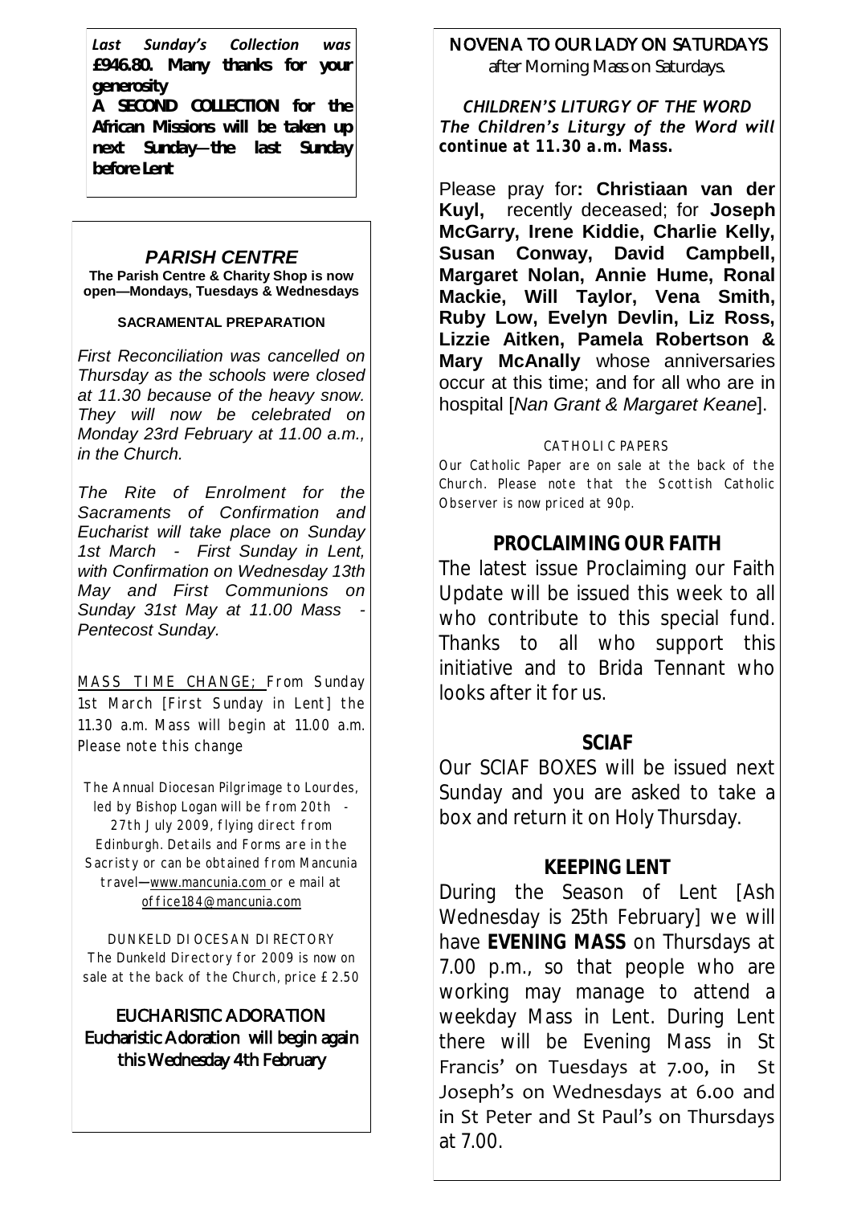***Last Sunday's Collection*** **was £946.80. Many thanks for your generosity**

**A SECOND COLLECTION for the African Missions will be taken up next Sunday—the last Sunday before Lent**

## *PARISH CENTRE*

**The Parish Centre & Charity Shop is now open—Mondays, Tuesdays & Wednesdays**

**SACRAMENTAL PREPARATION**

*First Reconciliation was cancelled on Thursday as the schools were closed at 11.30 because of the heavy snow. They will now be celebrated on Monday 23rd February at 11.00 a.m., in the Church.*

*The Rite of Enrolment for the Sacraments of Confirmation and Eucharist will take place on Sunday 1st March - First Sunday in Lent, with Confirmation on Wednesday 13th May and First Communions on Sunday 31st May at 11.00 Mass - Pentecost Sunday.*

MASS TIME CHANGE; From Sunday 1st March [First Sunday in Lent] the 11.30 a.m. Mass will begin at 11.00 a.m. Please note this change

The Annual Diocesan Pilgrimage to Lourdes, led by Bishop Logan will be from 20th - 27th July 2009, flying direct from Edinburgh. Details and Forms are in the Sacristy or can be obtained from Mancunia travel—www.mancunia.com or e mail at office184@mancunia.com

DUNKELD DIOCESAN DIRECTORY
The Dunkeld Directory for 2009 is now on sale at the back of the Church, price £2.50

**EUCHARISTIC ADORATION**
**Eucharistic Adoration will begin again this Wednesday 4th February**

**NOVENA TO OUR LADY ON SATURDAYS**
after Morning Mass on Saturdays.

***CHILDREN'S LITURGY OF THE WORD***
***The Children's Liturgy of the Word will continue at 11.30 a.m. Mass.***

Please pray for**: Christiaan van der Kuyl,** recently deceased; for **Joseph McGarry, Irene Kiddie, Charlie Kelly, Susan Conway, David Campbell, Margaret Nolan, Annie Hume, Ronal Mackie, Will Taylor, Vena Smith, Ruby Low, Evelyn Devlin, Liz Ross, Lizzie Aitken, Pamela Robertson & Mary McAnally** whose anniversaries occur at this time; and for all who are in hospital [*Nan Grant & Margaret Keane*].

CATHOLIC PAPERS
Our Catholic Paper are on sale at the back of the Church. Please note that the Scottish Catholic Observer is now priced at 90p.

## PROCLAIMING OUR FAITH

The latest issue Proclaiming our Faith Update will be issued this week to all who contribute to this special fund. Thanks to all who support this initiative and to Brida Tennant who looks after it for us.

## SCIAF

Our SCIAF BOXES will be issued next Sunday and you are asked to take a box and return it on Holy Thursday.

## KEEPING LENT

During the Season of Lent [Ash Wednesday is 25th February] we will have **EVENING MASS** on Thursdays at 7.00 p.m., so that people who are working may manage to attend a weekday Mass in Lent. During Lent there will be Evening Mass in St Francis' on Tuesdays at 7.00, in St Joseph's on Wednesdays at 6.00 and in St Peter and St Paul's on Thursdays at 7.00.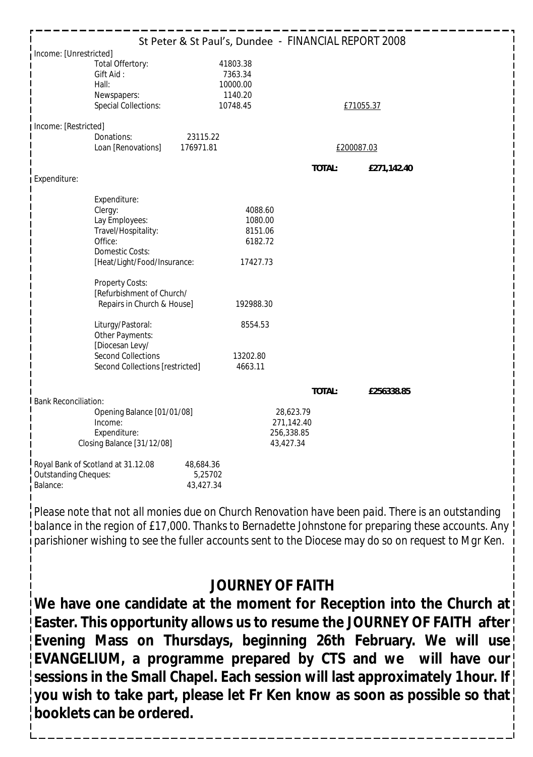## St Peter & St Paul's, Dundee - FINANCIAL REPORT 2008

Income: [Unrestricted]

| | | | |
|---|---|---|---|
| Total Offertory: | 41803.38 | | |
| Gift Aid : | 7363.34 | | |
| Hall: | 10000.00 | | |
| Newspapers: | 1140.20 | | |
| Special Collections: | 10748.45 | | £71055.37 |

Income: [Restricted]

| | | | |
|---|---|---|---|
| Donations: | 23115.22 | | |
| Loan [Renovations] | 176971.81 | | £200087.03 |
| | | **TOTAL:** | **£271,142.40** |

Expenditure:

| | | | |
|---|---|---|---|
| Expenditure: | | | |
| Clergy: | 4088.60 | | |
| Lay Employees: | 1080.00 | | |
| Travel/Hospitality: | 8151.06 | | |
| Office: | 6182.72 | | |
| Domestic Costs: [Heat/Light/Food/Insurance: | 17427.73 | | |
| Property Costs: [Refurbishment of Church/ Repairs in Church & House] | 192988.30 | | |
| Liturgy/Pastoral: | 8554.53 | | |
| Other Payments: [Diocesan Levy/ Second Collections | 13202.80 | | |
| Second Collections [restricted] | 4663.11 | | |
| | | **TOTAL:** | **£256338.85** |

Bank Reconciliation:

| | |
|---|---|
| Opening Balance [01/01/08] | 28,623.79 |
| Income: | 271,142.40 |
| Expenditure: | 256,338.85 |
| Closing Balance [31/12/08] | 43,427.34 |

| | |
|---|---|
| Royal Bank of Scotland at 31.12.08 | 48,684.36 |
| Outstanding Cheques: | 5,25702 |
| Balance: | 43,427.34 |

Please note that not all monies due on Church Renovation have been paid. There is an outstanding balance in the region of £17,000. Thanks to Bernadette Johnstone for preparing these accounts. Any parishioner wishing to see the fuller accounts sent to the Diocese may do so on request to Mgr Ken.

## JOURNEY OF FAITH

**We have one candidate at the moment for Reception into the Church at Easter. This opportunity allows us to resume the JOURNEY OF FAITH after Evening Mass on Thursdays, beginning 26th February. We will use EVANGELIUM, a programme prepared by CTS and we will have our sessions in the Small Chapel. Each session will last approximately 1 hour. If you wish to take part, please let Fr Ken know as soon as possible so that booklets can be ordered.**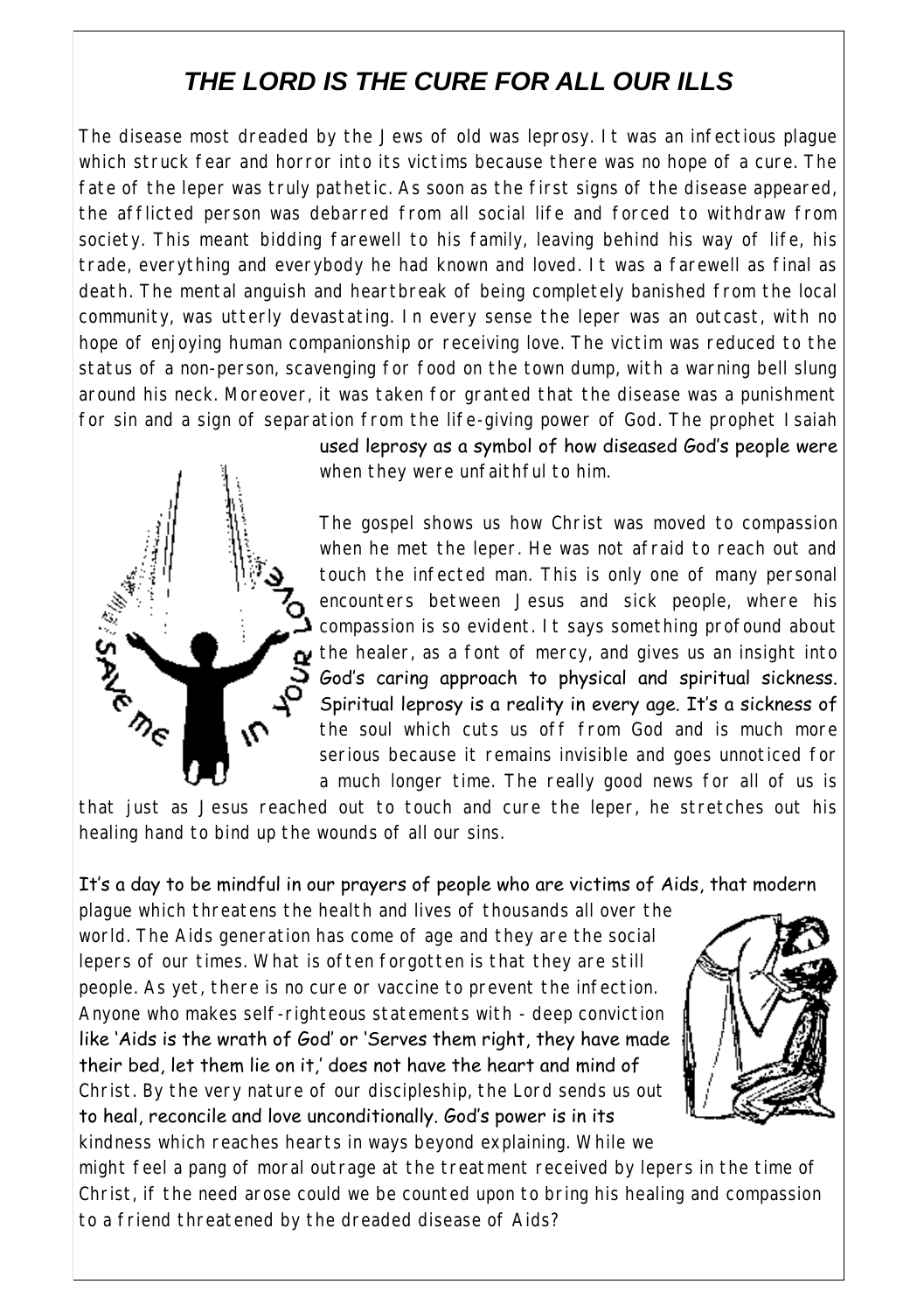# *THE LORD IS THE CURE FOR ALL OUR ILLS*

The disease most dreaded by the Jews of old was leprosy. It was an infectious plague which struck fear and horror into its victims because there was no hope of a cure. The fate of the leper was truly pathetic. As soon as the first signs of the disease appeared, the afflicted person was debarred from all social life and forced to withdraw from society. This meant bidding farewell to his family, leaving behind his way of life, his trade, everything and everybody he had known and loved. It was a farewell as final as death. The mental anguish and heartbreak of being completely banished from the local community, was utterly devastating. In every sense the leper was an outcast, with no hope of enjoying human companionship or receiving love. The victim was reduced to the status of a non-person, scavenging for food on the town dump, with a warning bell slung around his neck. Moreover, it was taken for granted that the disease was a punishment for sin and a sign of separation from the life-giving power of God. The prophet Isaiah used leprosy as a symbol of how diseased God's people were when they were unfaithful to him.

The gospel shows us how Christ was moved to compassion when he met the leper. He was not afraid to reach out and touch the infected man. This is only one of many personal encounters between Jesus and sick people, where his compassion is so evident. It says something profound about the healer, as a font of mercy, and gives us an insight into God's caring approach to physical and spiritual sickness. Spiritual leprosy is a reality in every age. It's a sickness of the soul which cuts us off from God and is much more serious because it remains invisible and goes unnoticed for a much longer time. The really good news for all of us is that just as Jesus reached out to touch and cure the leper, he stretches out his healing hand to bind up the wounds of all our sins.

It's a day to be mindful in our prayers of people who are victims of Aids, that modern plague which threatens the health and lives of thousands all over the world. The Aids generation has come of age and they are the social lepers of our times. What is often forgotten is that they are still people. As yet, there is no cure or vaccine to prevent the infection. Anyone who makes self-righteous statements with - deep conviction like 'Aids is the wrath of God' or 'Serves them right, they have made their bed, let them lie on it,' does not have the heart and mind of Christ. By the very nature of our discipleship, the Lord sends us out to heal, reconcile and love unconditionally. God's power is in its kindness which reaches hearts in ways beyond explaining. While we might feel a pang of moral outrage at the treatment received by lepers in the time of Christ, if the need arose could we be counted upon to bring his healing and compassion to a friend threatened by the dreaded disease of Aids?